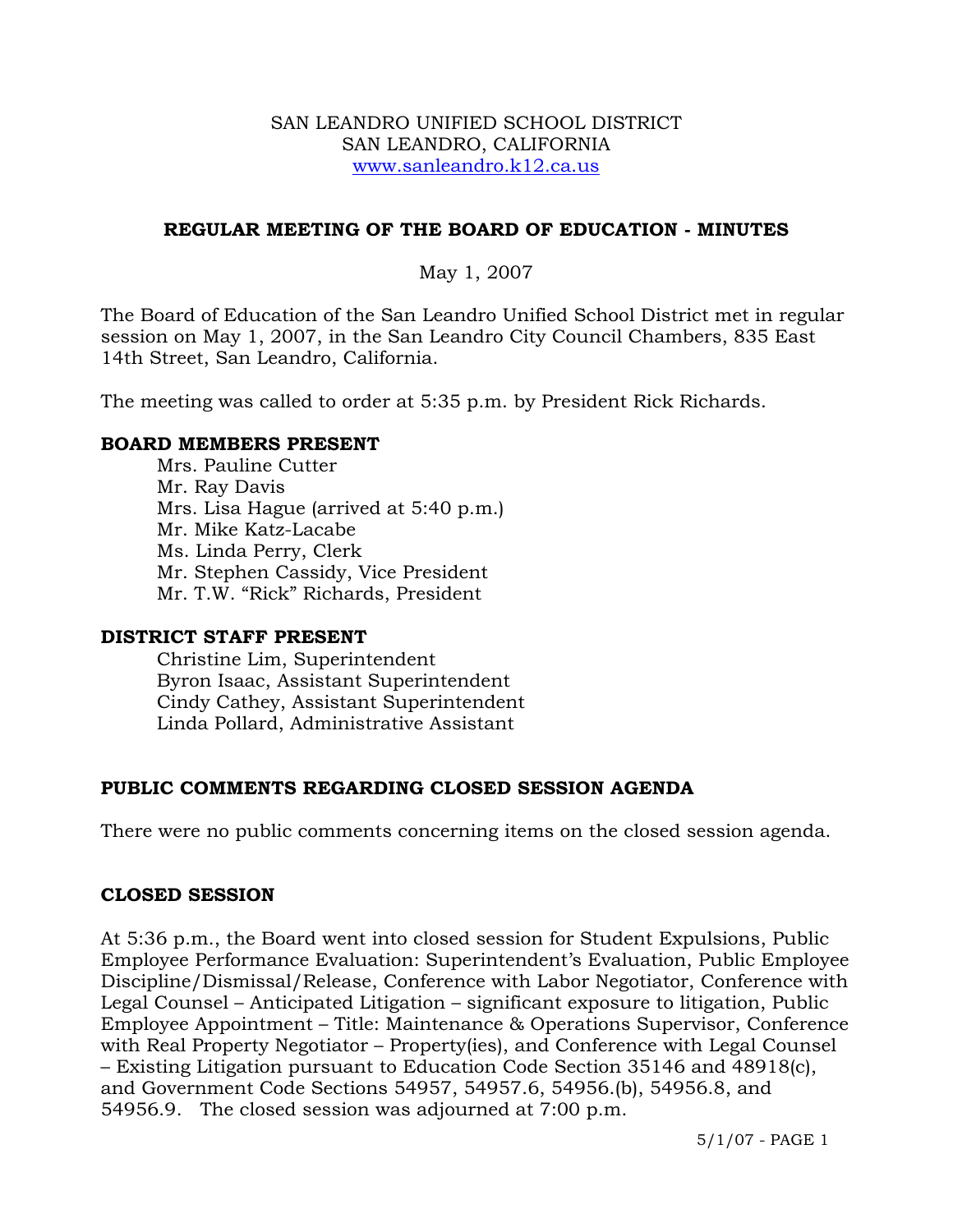SAN LEANDRO UNIFIED SCHOOL DISTRICT
SAN LEANDRO, CALIFORNIA
www.sanleandro.k12.ca.us

## REGULAR MEETING OF THE BOARD OF EDUCATION - MINUTES

May 1, 2007

The Board of Education of the San Leandro Unified School District met in regular session on May 1, 2007, in the San Leandro City Council Chambers, 835 East 14th Street, San Leandro, California.

The meeting was called to order at 5:35 p.m. by President Rick Richards.

### BOARD MEMBERS PRESENT

Mrs. Pauline Cutter
Mr. Ray Davis
Mrs. Lisa Hague (arrived at 5:40 p.m.)
Mr. Mike Katz-Lacabe
Ms. Linda Perry, Clerk
Mr. Stephen Cassidy, Vice President
Mr. T.W. "Rick" Richards, President

### DISTRICT STAFF PRESENT

Christine Lim, Superintendent
Byron Isaac, Assistant Superintendent
Cindy Cathey, Assistant Superintendent
Linda Pollard, Administrative Assistant

### PUBLIC COMMENTS REGARDING CLOSED SESSION AGENDA

There were no public comments concerning items on the closed session agenda.

### CLOSED SESSION

At 5:36 p.m., the Board went into closed session for Student Expulsions, Public Employee Performance Evaluation: Superintendent's Evaluation, Public Employee Discipline/Dismissal/Release, Conference with Labor Negotiator, Conference with Legal Counsel – Anticipated Litigation – significant exposure to litigation, Public Employee Appointment – Title: Maintenance & Operations Supervisor, Conference with Real Property Negotiator – Property(ies), and Conference with Legal Counsel – Existing Litigation pursuant to Education Code Section 35146 and 48918(c), and Government Code Sections 54957, 54957.6, 54956.(b), 54956.8, and 54956.9. The closed session was adjourned at 7:00 p.m.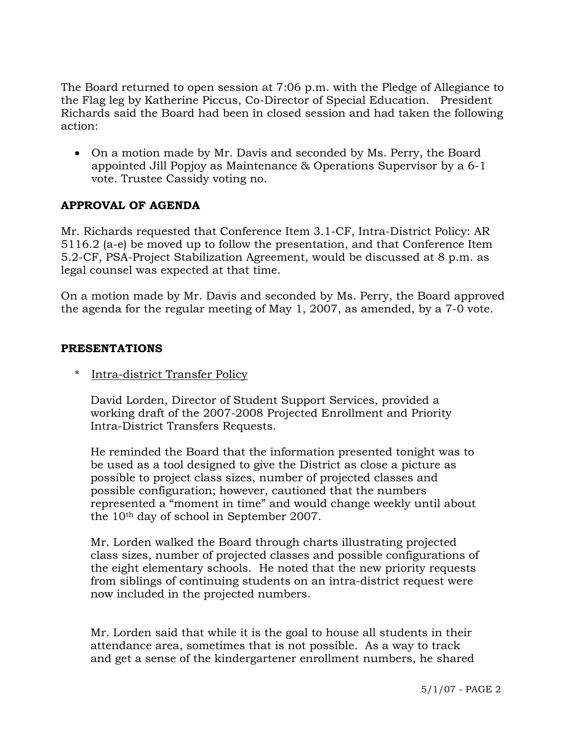The Board returned to open session at 7:06 p.m. with the Pledge of Allegiance to the Flag leg by Katherine Piccus, Co-Director of Special Education. President Richards said the Board had been in closed session and had taken the following action:

- On a motion made by Mr. Davis and seconded by Ms. Perry, the Board appointed Jill Popjoy as Maintenance & Operations Supervisor by a 6-1 vote. Trustee Cassidy voting no.

## APPROVAL OF AGENDA

Mr. Richards requested that Conference Item 3.1-CF, Intra-District Policy: AR 5116.2 (a-e) be moved up to follow the presentation, and that Conference Item 5.2-CF, PSA-Project Stabilization Agreement, would be discussed at 8 p.m. as legal counsel was expected at that time.

On a motion made by Mr. Davis and seconded by Ms. Perry, the Board approved the agenda for the regular meeting of May 1, 2007, as amended, by a 7-0 vote.

## PRESENTATIONS

\* Intra-district Transfer Policy

David Lorden, Director of Student Support Services, provided a working draft of the 2007-2008 Projected Enrollment and Priority Intra-District Transfers Requests.

He reminded the Board that the information presented tonight was to be used as a tool designed to give the District as close a picture as possible to project class sizes, number of projected classes and possible configuration; however, cautioned that the numbers represented a "moment in time" and would change weekly until about the 10th day of school in September 2007.

Mr. Lorden walked the Board through charts illustrating projected class sizes, number of projected classes and possible configurations of the eight elementary schools. He noted that the new priority requests from siblings of continuing students on an intra-district request were now included in the projected numbers.

Mr. Lorden said that while it is the goal to house all students in their attendance area, sometimes that is not possible. As a way to track and get a sense of the kindergartener enrollment numbers, he shared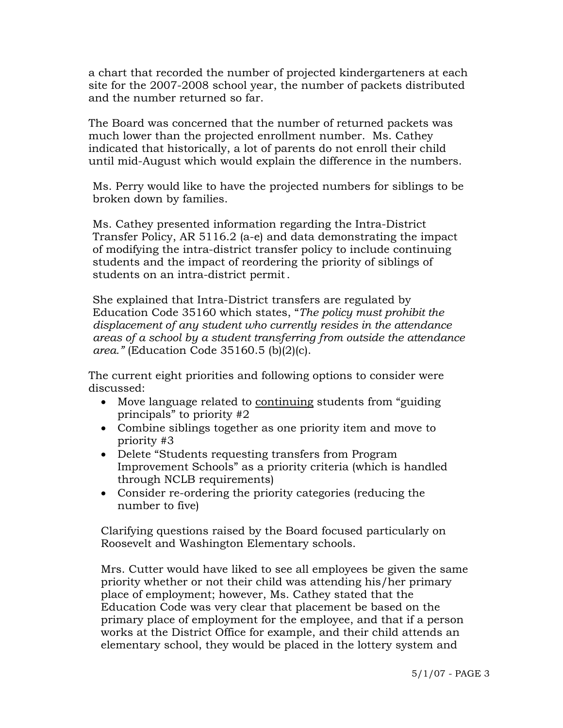a chart that recorded the number of projected kindergarteners at each site for the 2007-2008 school year, the number of packets distributed and the number returned so far.

The Board was concerned that the number of returned packets was much lower than the projected enrollment number. Ms. Cathey indicated that historically, a lot of parents do not enroll their child until mid-August which would explain the difference in the numbers.

Ms. Perry would like to have the projected numbers for siblings to be broken down by families.

Ms. Cathey presented information regarding the Intra-District Transfer Policy, AR 5116.2 (a-e) and data demonstrating the impact of modifying the intra-district transfer policy to include continuing students and the impact of reordering the priority of siblings of students on an intra-district permit.

She explained that Intra-District transfers are regulated by Education Code 35160 which states, "*The policy must prohibit the displacement of any student who currently resides in the attendance areas of a school by a student transferring from outside the attendance area.*" (Education Code 35160.5 (b)(2)(c).

The current eight priorities and following options to consider were discussed:

- Move language related to <u>continuing</u> students from "guiding principals" to priority #2
- Combine siblings together as one priority item and move to priority #3
- Delete "Students requesting transfers from Program Improvement Schools" as a priority criteria (which is handled through NCLB requirements)
- Consider re-ordering the priority categories (reducing the number to five)

Clarifying questions raised by the Board focused particularly on Roosevelt and Washington Elementary schools.

Mrs. Cutter would have liked to see all employees be given the same priority whether or not their child was attending his/her primary place of employment; however, Ms. Cathey stated that the Education Code was very clear that placement be based on the primary place of employment for the employee, and that if a person works at the District Office for example, and their child attends an elementary school, they would be placed in the lottery system and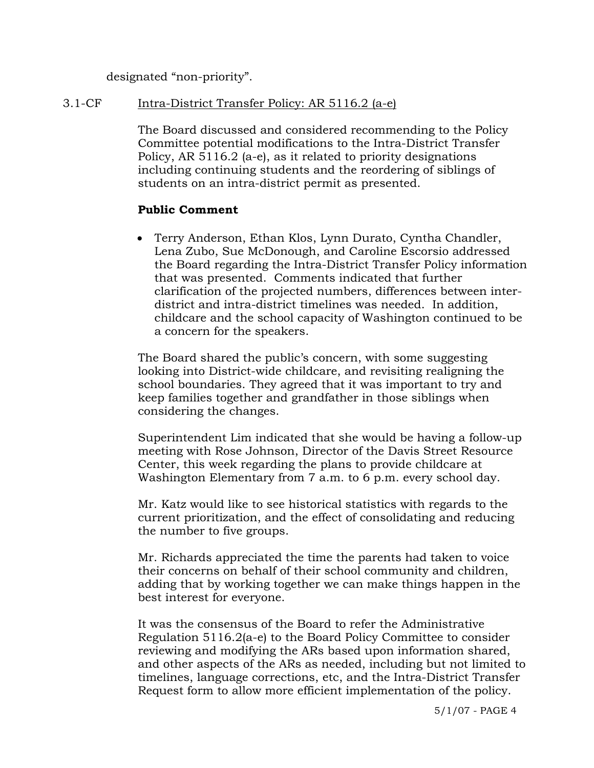designated "non-priority".

3.1-CF Intra-District Transfer Policy: AR 5116.2 (a-e)

The Board discussed and considered recommending to the Policy Committee potential modifications to the Intra-District Transfer Policy, AR 5116.2 (a-e), as it related to priority designations including continuing students and the reordering of siblings of students on an intra-district permit as presented.

**Public Comment**

- Terry Anderson, Ethan Klos, Lynn Durato, Cyntha Chandler, Lena Zubo, Sue McDonough, and Caroline Escorsio addressed the Board regarding the Intra-District Transfer Policy information that was presented. Comments indicated that further clarification of the projected numbers, differences between inter-district and intra-district timelines was needed. In addition, childcare and the school capacity of Washington continued to be a concern for the speakers.

The Board shared the public's concern, with some suggesting looking into District-wide childcare, and revisiting realigning the school boundaries. They agreed that it was important to try and keep families together and grandfather in those siblings when considering the changes.

Superintendent Lim indicated that she would be having a follow-up meeting with Rose Johnson, Director of the Davis Street Resource Center, this week regarding the plans to provide childcare at Washington Elementary from 7 a.m. to 6 p.m. every school day.

Mr. Katz would like to see historical statistics with regards to the current prioritization, and the effect of consolidating and reducing the number to five groups.

Mr. Richards appreciated the time the parents had taken to voice their concerns on behalf of their school community and children, adding that by working together we can make things happen in the best interest for everyone.

It was the consensus of the Board to refer the Administrative Regulation 5116.2(a-e) to the Board Policy Committee to consider reviewing and modifying the ARs based upon information shared, and other aspects of the ARs as needed, including but not limited to timelines, language corrections, etc, and the Intra-District Transfer Request form to allow more efficient implementation of the policy.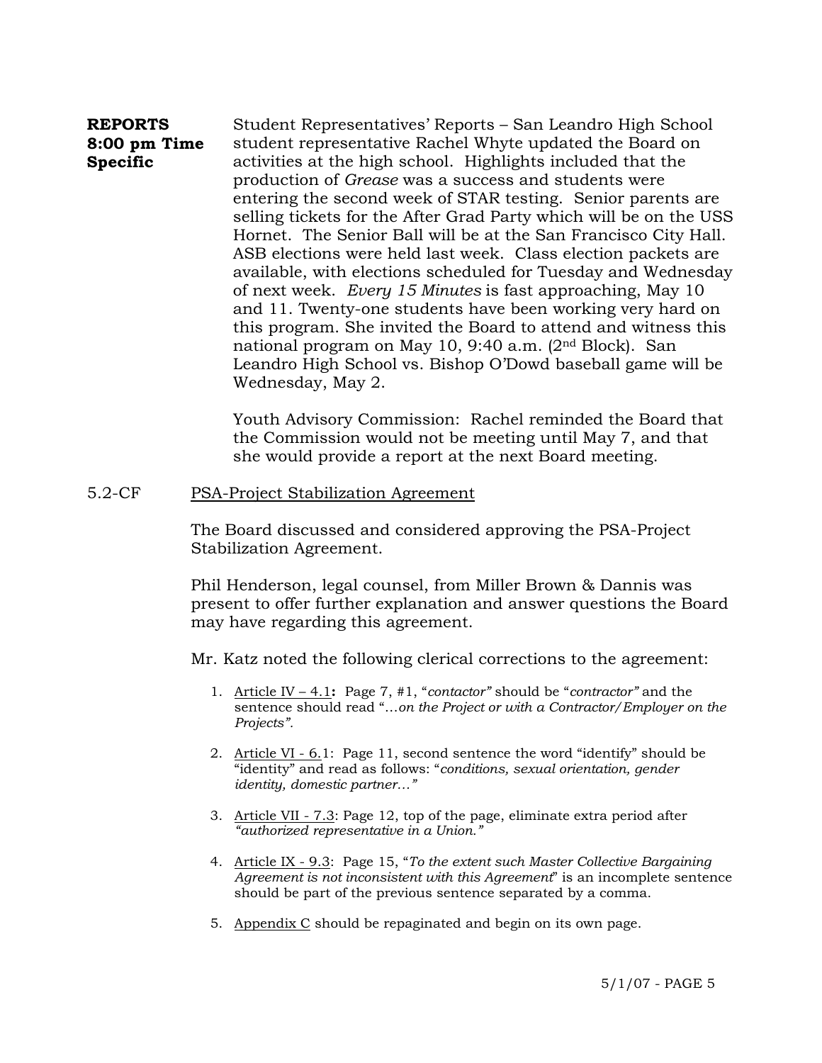**REPORTS 8:00 pm Time Specific**

Student Representatives' Reports – San Leandro High School student representative Rachel Whyte updated the Board on activities at the high school. Highlights included that the production of *Grease* was a success and students were entering the second week of STAR testing. Senior parents are selling tickets for the After Grad Party which will be on the USS Hornet. The Senior Ball will be at the San Francisco City Hall. ASB elections were held last week. Class election packets are available, with elections scheduled for Tuesday and Wednesday of next week. *Every 15 Minutes* is fast approaching, May 10 and 11. Twenty-one students have been working very hard on this program. She invited the Board to attend and witness this national program on May 10, 9:40 a.m. (2nd Block). San Leandro High School vs. Bishop O'Dowd baseball game will be Wednesday, May 2.

Youth Advisory Commission: Rachel reminded the Board that the Commission would not be meeting until May 7, and that she would provide a report at the next Board meeting.

5.2-CF <u>PSA-Project Stabilization Agreement</u>

The Board discussed and considered approving the PSA-Project Stabilization Agreement.

Phil Henderson, legal counsel, from Miller Brown & Dannis was present to offer further explanation and answer questions the Board may have regarding this agreement.

Mr. Katz noted the following clerical corrections to the agreement:

1. <u>Article IV – 4.1</u>**:** Page 7, #1, "*contactor*" should be "*contractor*" and the sentence should read "*…on the Project or with a Contractor/Employer on the Projects*".
2. <u>Article VI - 6.1</u>: Page 11, second sentence the word "identify" should be "identity" and read as follows: "*conditions, sexual orientation, gender identity, domestic partner…*"
3. <u>Article VII - 7.3</u>: Page 12, top of the page, eliminate extra period after *"authorized representative in a Union."*
4. <u>Article IX - 9.3</u>: Page 15, "*To the extent such Master Collective Bargaining Agreement is not inconsistent with this Agreement*" is an incomplete sentence should be part of the previous sentence separated by a comma.
5. <u>Appendix C</u> should be repaginated and begin on its own page.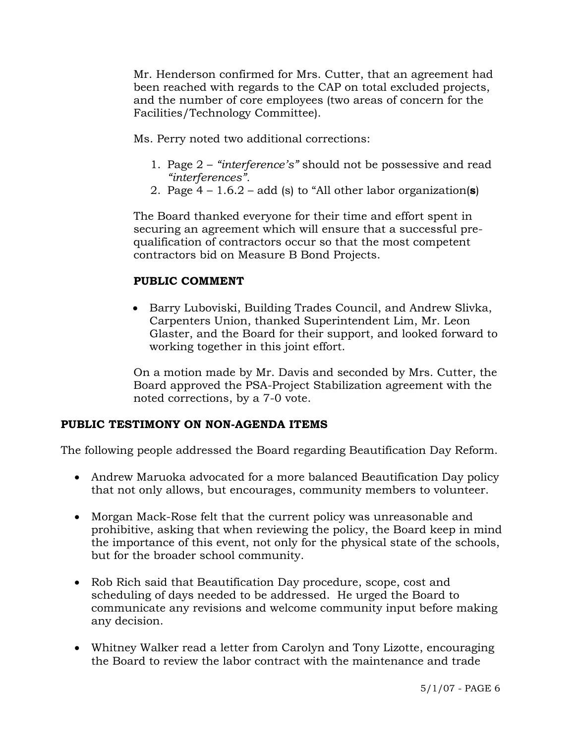Mr. Henderson confirmed for Mrs. Cutter, that an agreement had been reached with regards to the CAP on total excluded projects, and the number of core employees (two areas of concern for the Facilities/Technology Committee).

Ms. Perry noted two additional corrections:

1. Page 2 – *"interference's"* should not be possessive and read *"interferences"*.
2. Page 4 – 1.6.2 – add (s) to "All other labor organization(**s**)

The Board thanked everyone for their time and effort spent in securing an agreement which will ensure that a successful pre-qualification of contractors occur so that the most competent contractors bid on Measure B Bond Projects.

**PUBLIC COMMENT**

- Barry Luboviski, Building Trades Council, and Andrew Slivka, Carpenters Union, thanked Superintendent Lim, Mr. Leon Glaster, and the Board for their support, and looked forward to working together in this joint effort.

On a motion made by Mr. Davis and seconded by Mrs. Cutter, the Board approved the PSA-Project Stabilization agreement with the noted corrections, by a 7-0 vote.

**PUBLIC TESTIMONY ON NON-AGENDA ITEMS**

The following people addressed the Board regarding Beautification Day Reform.

- Andrew Maruoka advocated for a more balanced Beautification Day policy that not only allows, but encourages, community members to volunteer.

- Morgan Mack-Rose felt that the current policy was unreasonable and prohibitive, asking that when reviewing the policy, the Board keep in mind the importance of this event, not only for the physical state of the schools, but for the broader school community.

- Rob Rich said that Beautification Day procedure, scope, cost and scheduling of days needed to be addressed. He urged the Board to communicate any revisions and welcome community input before making any decision.

- Whitney Walker read a letter from Carolyn and Tony Lizotte, encouraging the Board to review the labor contract with the maintenance and trade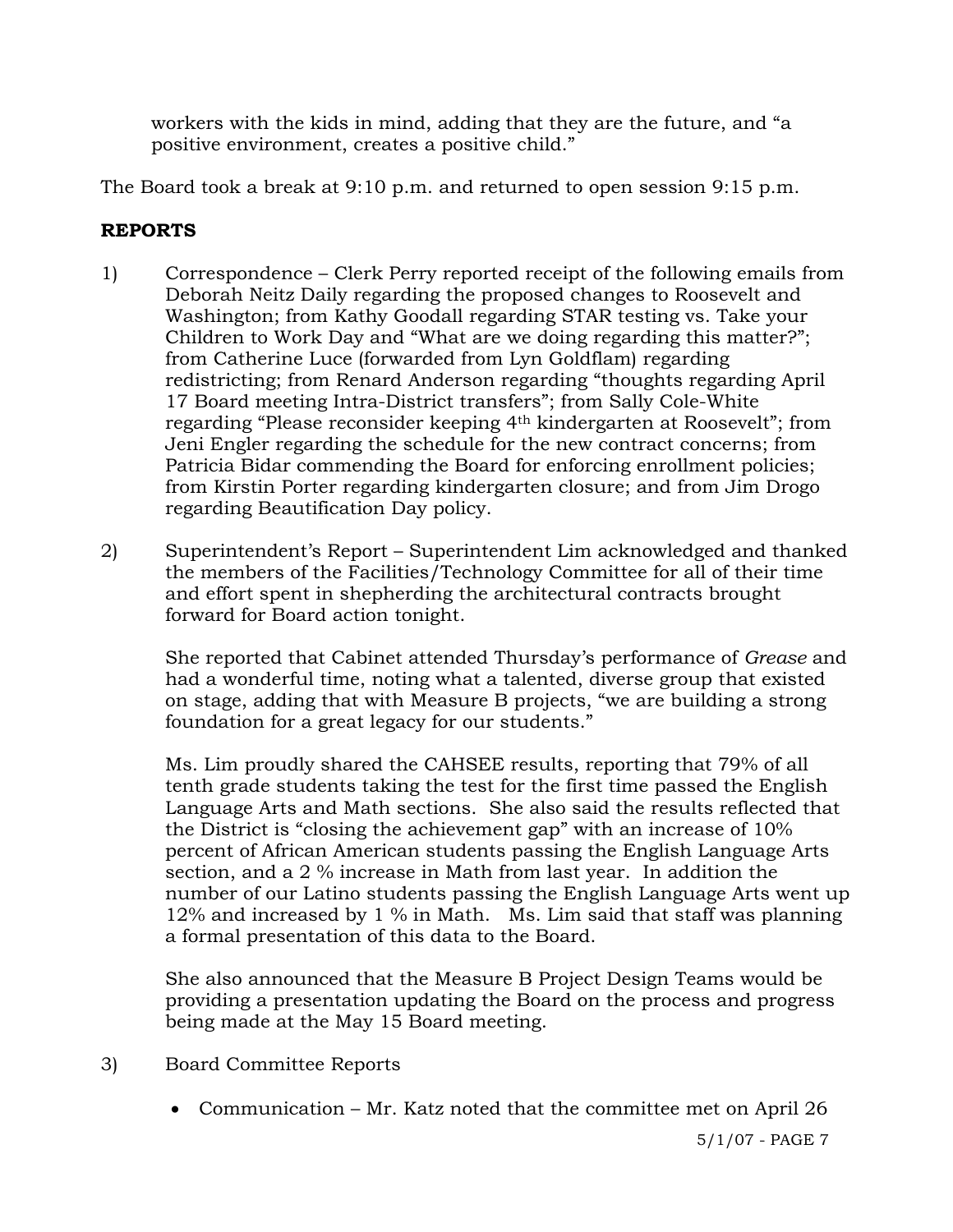workers with the kids in mind, adding that they are the future, and "a positive environment, creates a positive child."

The Board took a break at 9:10 p.m. and returned to open session 9:15 p.m.

**REPORTS**

1) Correspondence – Clerk Perry reported receipt of the following emails from Deborah Neitz Daily regarding the proposed changes to Roosevelt and Washington; from Kathy Goodall regarding STAR testing vs. Take your Children to Work Day and "What are we doing regarding this matter?"; from Catherine Luce (forwarded from Lyn Goldflam) regarding redistricting; from Renard Anderson regarding "thoughts regarding April 17 Board meeting Intra-District transfers"; from Sally Cole-White regarding "Please reconsider keeping 4th kindergarten at Roosevelt"; from Jeni Engler regarding the schedule for the new contract concerns; from Patricia Bidar commending the Board for enforcing enrollment policies; from Kirstin Porter regarding kindergarten closure; and from Jim Drogo regarding Beautification Day policy.

2) Superintendent's Report – Superintendent Lim acknowledged and thanked the members of the Facilities/Technology Committee for all of their time and effort spent in shepherding the architectural contracts brought forward for Board action tonight.

   She reported that Cabinet attended Thursday's performance of *Grease* and had a wonderful time, noting what a talented, diverse group that existed on stage, adding that with Measure B projects, "we are building a strong foundation for a great legacy for our students."

   Ms. Lim proudly shared the CAHSEE results, reporting that 79% of all tenth grade students taking the test for the first time passed the English Language Arts and Math sections. She also said the results reflected that the District is "closing the achievement gap" with an increase of 10% percent of African American students passing the English Language Arts section, and a 2 % increase in Math from last year. In addition the number of our Latino students passing the English Language Arts went up 12% and increased by 1 % in Math. Ms. Lim said that staff was planning a formal presentation of this data to the Board.

   She also announced that the Measure B Project Design Teams would be providing a presentation updating the Board on the process and progress being made at the May 15 Board meeting.

3) Board Committee Reports

   - Communication – Mr. Katz noted that the committee met on April 26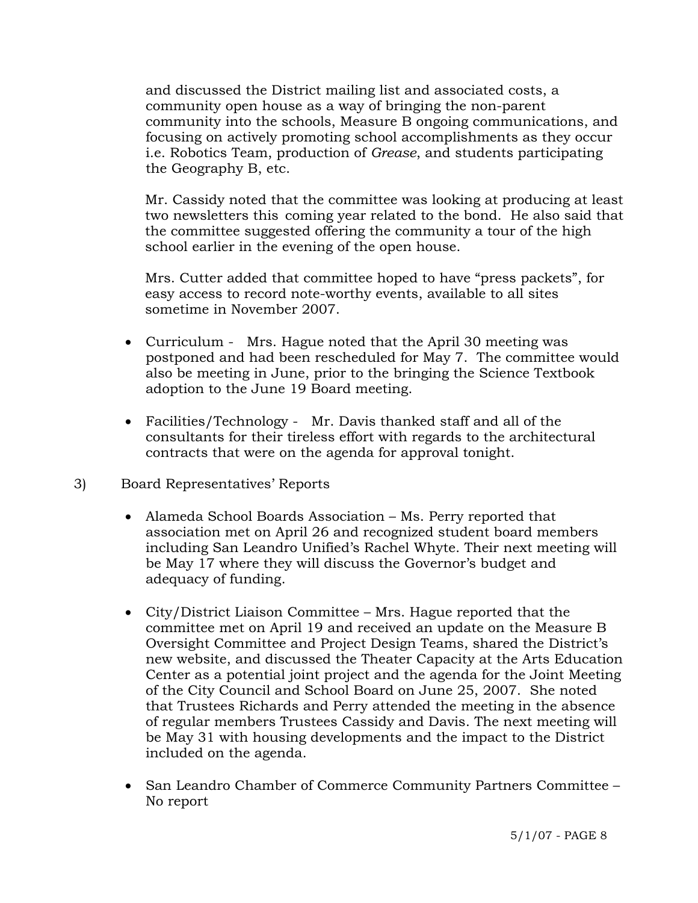and discussed the District mailing list and associated costs, a community open house as a way of bringing the non-parent community into the schools, Measure B ongoing communications, and focusing on actively promoting school accomplishments as they occur i.e. Robotics Team, production of *Grease*, and students participating the Geography B, etc.

Mr. Cassidy noted that the committee was looking at producing at least two newsletters this coming year related to the bond. He also said that the committee suggested offering the community a tour of the high school earlier in the evening of the open house.

Mrs. Cutter added that committee hoped to have "press packets", for easy access to record note-worthy events, available to all sites sometime in November 2007.

- Curriculum - Mrs. Hague noted that the April 30 meeting was postponed and had been rescheduled for May 7. The committee would also be meeting in June, prior to the bringing the Science Textbook adoption to the June 19 Board meeting.
- Facilities/Technology - Mr. Davis thanked staff and all of the consultants for their tireless effort with regards to the architectural contracts that were on the agenda for approval tonight.

3) Board Representatives' Reports

- Alameda School Boards Association – Ms. Perry reported that association met on April 26 and recognized student board members including San Leandro Unified's Rachel Whyte. Their next meeting will be May 17 where they will discuss the Governor's budget and adequacy of funding.
- City/District Liaison Committee – Mrs. Hague reported that the committee met on April 19 and received an update on the Measure B Oversight Committee and Project Design Teams, shared the District's new website, and discussed the Theater Capacity at the Arts Education Center as a potential joint project and the agenda for the Joint Meeting of the City Council and School Board on June 25, 2007. She noted that Trustees Richards and Perry attended the meeting in the absence of regular members Trustees Cassidy and Davis. The next meeting will be May 31 with housing developments and the impact to the District included on the agenda.
- San Leandro Chamber of Commerce Community Partners Committee – No report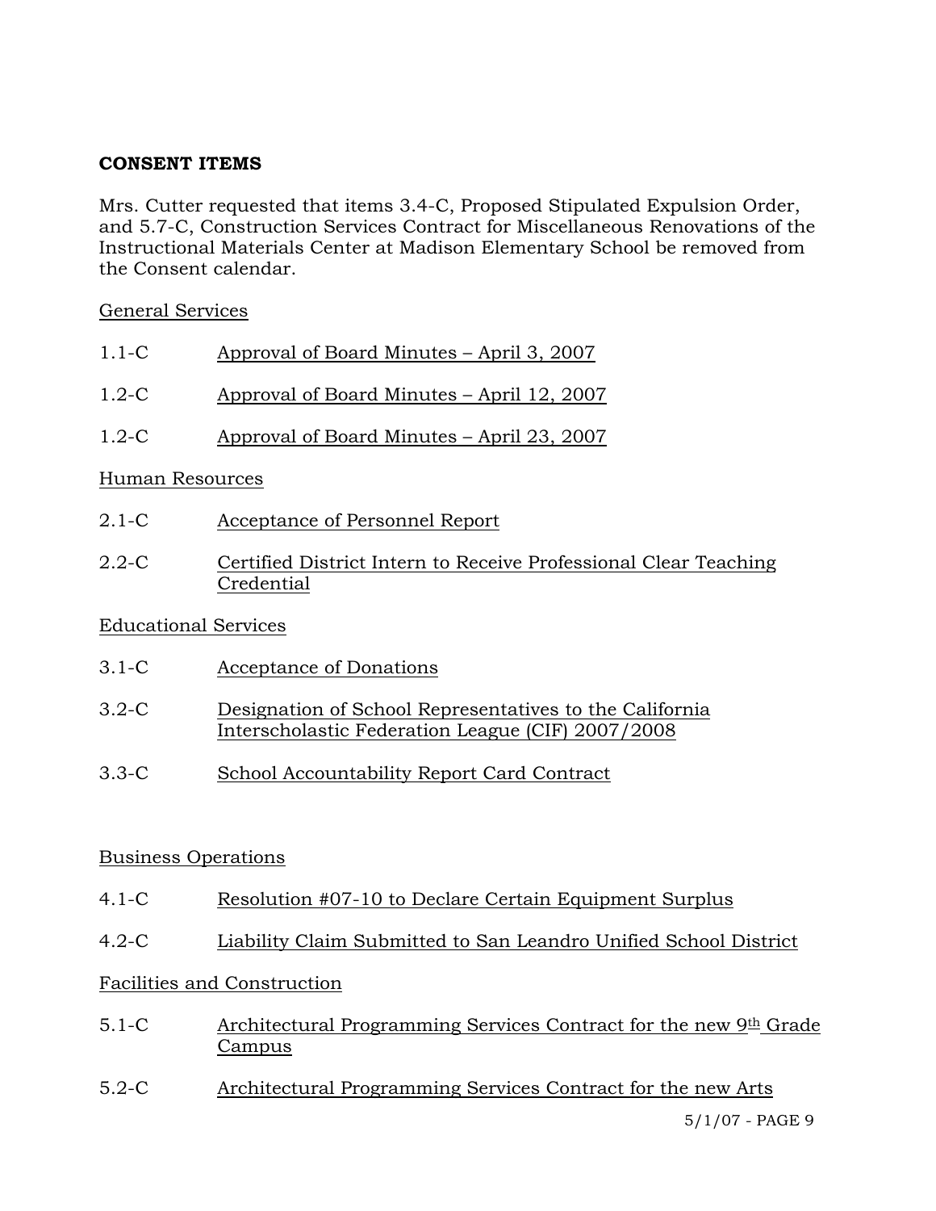**CONSENT ITEMS**

Mrs. Cutter requested that items 3.4-C, Proposed Stipulated Expulsion Order, and 5.7-C, Construction Services Contract for Miscellaneous Renovations of the Instructional Materials Center at Madison Elementary School be removed from the Consent calendar.

General Services

1.1-C Approval of Board Minutes – April 3, 2007

1.2-C Approval of Board Minutes – April 12, 2007

1.2-C Approval of Board Minutes – April 23, 2007

Human Resources

2.1-C Acceptance of Personnel Report

2.2-C Certified District Intern to Receive Professional Clear Teaching Credential

Educational Services

3.1-C Acceptance of Donations

3.2-C Designation of School Representatives to the California Interscholastic Federation League (CIF) 2007/2008

3.3-C School Accountability Report Card Contract

Business Operations

4.1-C Resolution #07-10 to Declare Certain Equipment Surplus

4.2-C Liability Claim Submitted to San Leandro Unified School District

Facilities and Construction

5.1-C Architectural Programming Services Contract for the new 9th Grade Campus

5.2-C Architectural Programming Services Contract for the new Arts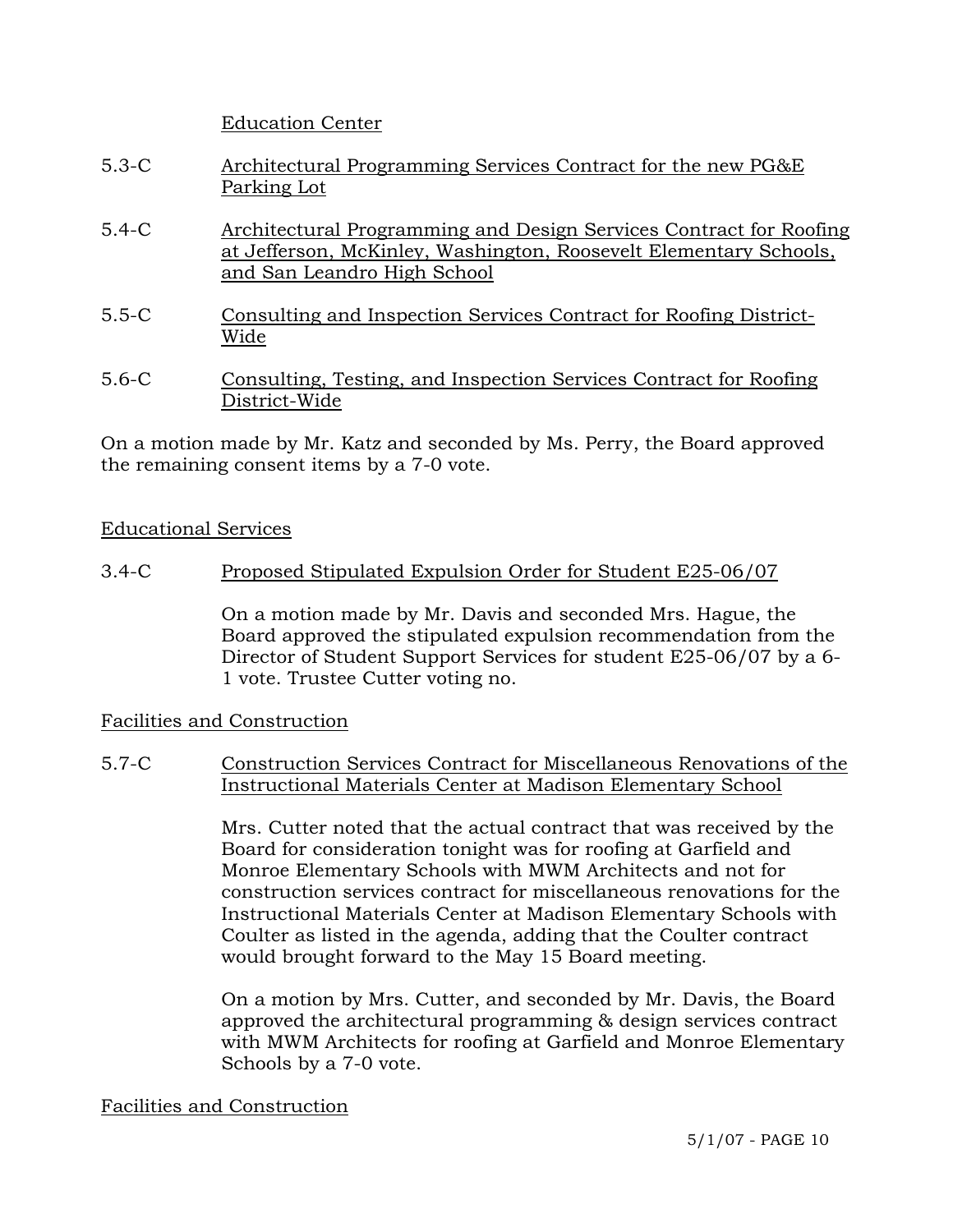Education Center

5.3-C Architectural Programming Services Contract for the new PG&E Parking Lot

5.4-C Architectural Programming and Design Services Contract for Roofing at Jefferson, McKinley, Washington, Roosevelt Elementary Schools, and San Leandro High School

5.5-C Consulting and Inspection Services Contract for Roofing District-Wide

5.6-C Consulting, Testing, and Inspection Services Contract for Roofing District-Wide

On a motion made by Mr. Katz and seconded by Ms. Perry, the Board approved the remaining consent items by a 7-0 vote.

Educational Services

3.4-C Proposed Stipulated Expulsion Order for Student E25-06/07

On a motion made by Mr. Davis and seconded Mrs. Hague, the Board approved the stipulated expulsion recommendation from the Director of Student Support Services for student E25-06/07 by a 6-1 vote. Trustee Cutter voting no.

Facilities and Construction

5.7-C Construction Services Contract for Miscellaneous Renovations of the Instructional Materials Center at Madison Elementary School

Mrs. Cutter noted that the actual contract that was received by the Board for consideration tonight was for roofing at Garfield and Monroe Elementary Schools with MWM Architects and not for construction services contract for miscellaneous renovations for the Instructional Materials Center at Madison Elementary Schools with Coulter as listed in the agenda, adding that the Coulter contract would brought forward to the May 15 Board meeting.

On a motion by Mrs. Cutter, and seconded by Mr. Davis, the Board approved the architectural programming & design services contract with MWM Architects for roofing at Garfield and Monroe Elementary Schools by a 7-0 vote.

Facilities and Construction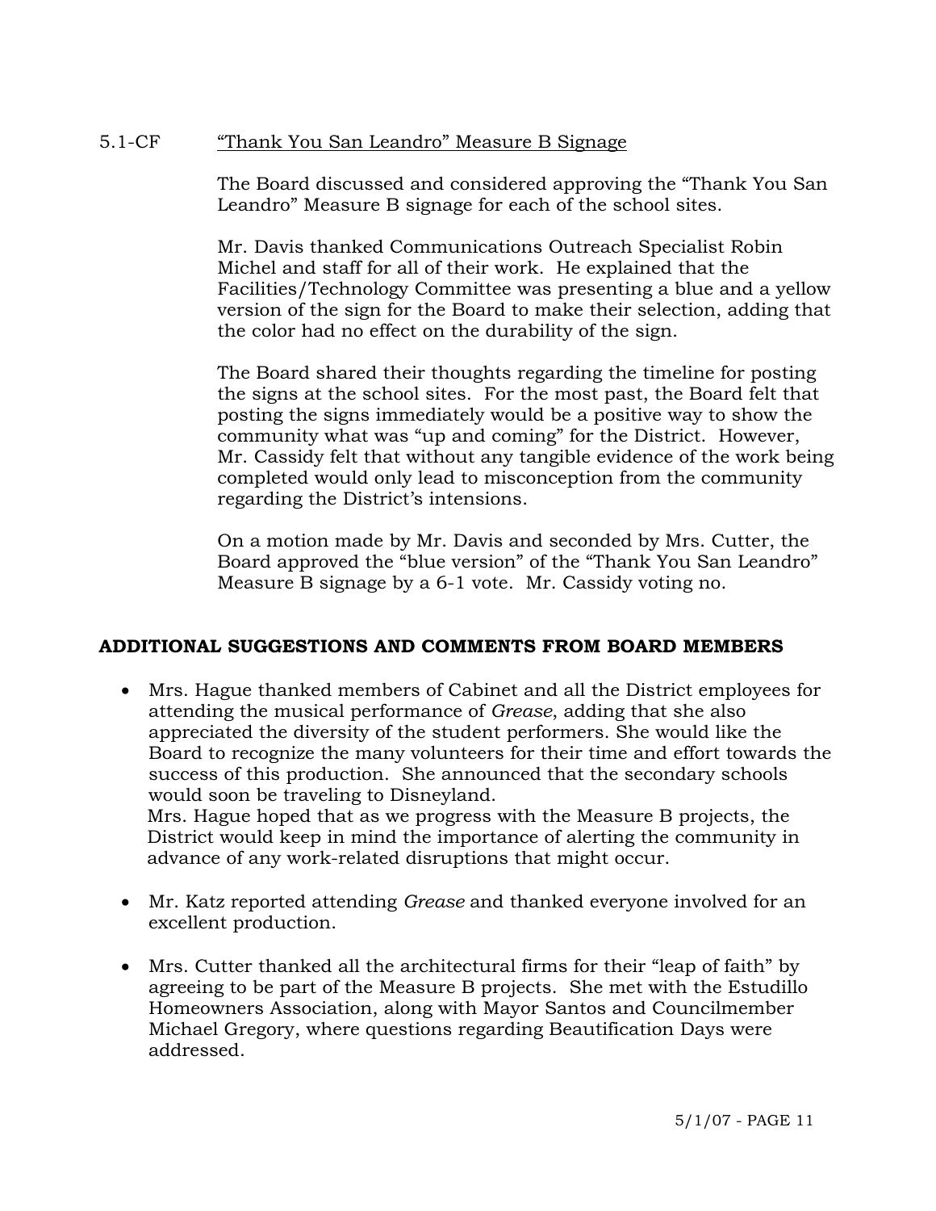5.1-CF <u>"Thank You San Leandro" Measure B Signage</u>

The Board discussed and considered approving the "Thank You San Leandro" Measure B signage for each of the school sites.

Mr. Davis thanked Communications Outreach Specialist Robin Michel and staff for all of their work. He explained that the Facilities/Technology Committee was presenting a blue and a yellow version of the sign for the Board to make their selection, adding that the color had no effect on the durability of the sign.

The Board shared their thoughts regarding the timeline for posting the signs at the school sites. For the most past, the Board felt that posting the signs immediately would be a positive way to show the community what was "up and coming" for the District. However, Mr. Cassidy felt that without any tangible evidence of the work being completed would only lead to misconception from the community regarding the District's intensions.

On a motion made by Mr. Davis and seconded by Mrs. Cutter, the Board approved the "blue version" of the "Thank You San Leandro" Measure B signage by a 6-1 vote. Mr. Cassidy voting no.

## ADDITIONAL SUGGESTIONS AND COMMENTS FROM BOARD MEMBERS

- Mrs. Hague thanked members of Cabinet and all the District employees for attending the musical performance of *Grease*, adding that she also appreciated the diversity of the student performers. She would like the Board to recognize the many volunteers for their time and effort towards the success of this production. She announced that the secondary schools would soon be traveling to Disneyland.
  Mrs. Hague hoped that as we progress with the Measure B projects, the District would keep in mind the importance of alerting the community in advance of any work-related disruptions that might occur.

- Mr. Katz reported attending *Grease* and thanked everyone involved for an excellent production.

- Mrs. Cutter thanked all the architectural firms for their "leap of faith" by agreeing to be part of the Measure B projects. She met with the Estudillo Homeowners Association, along with Mayor Santos and Councilmember Michael Gregory, where questions regarding Beautification Days were addressed.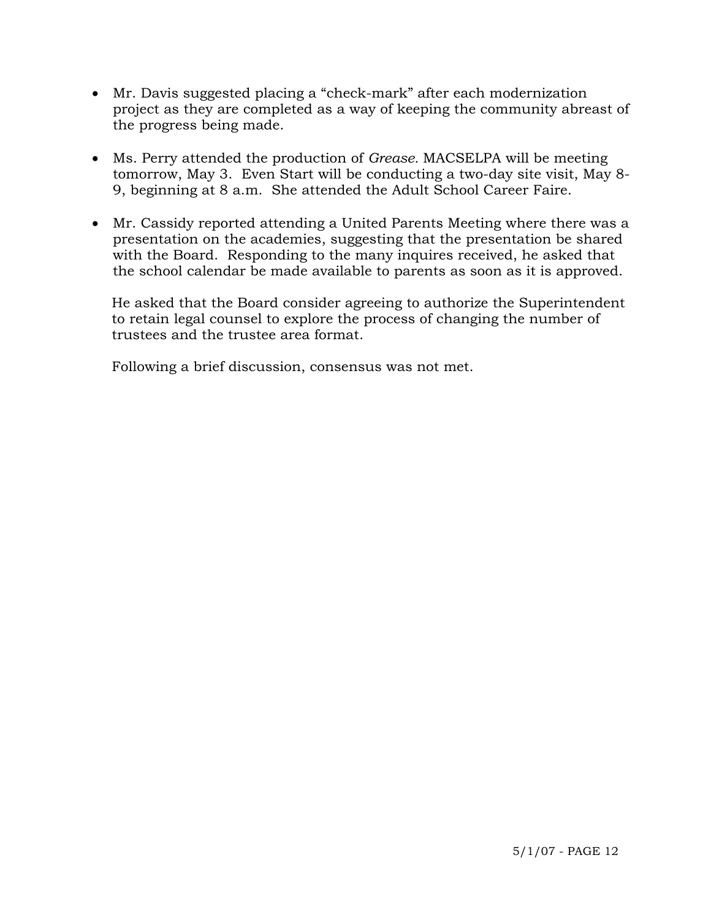- Mr. Davis suggested placing a "check-mark" after each modernization project as they are completed as a way of keeping the community abreast of the progress being made.

- Ms. Perry attended the production of *Grease.* MACSELPA will be meeting tomorrow, May 3. Even Start will be conducting a two-day site visit, May 8-9, beginning at 8 a.m. She attended the Adult School Career Faire.

- Mr. Cassidy reported attending a United Parents Meeting where there was a presentation on the academies, suggesting that the presentation be shared with the Board. Responding to the many inquires received, he asked that the school calendar be made available to parents as soon as it is approved.

  He asked that the Board consider agreeing to authorize the Superintendent to retain legal counsel to explore the process of changing the number of trustees and the trustee area format.

  Following a brief discussion, consensus was not met.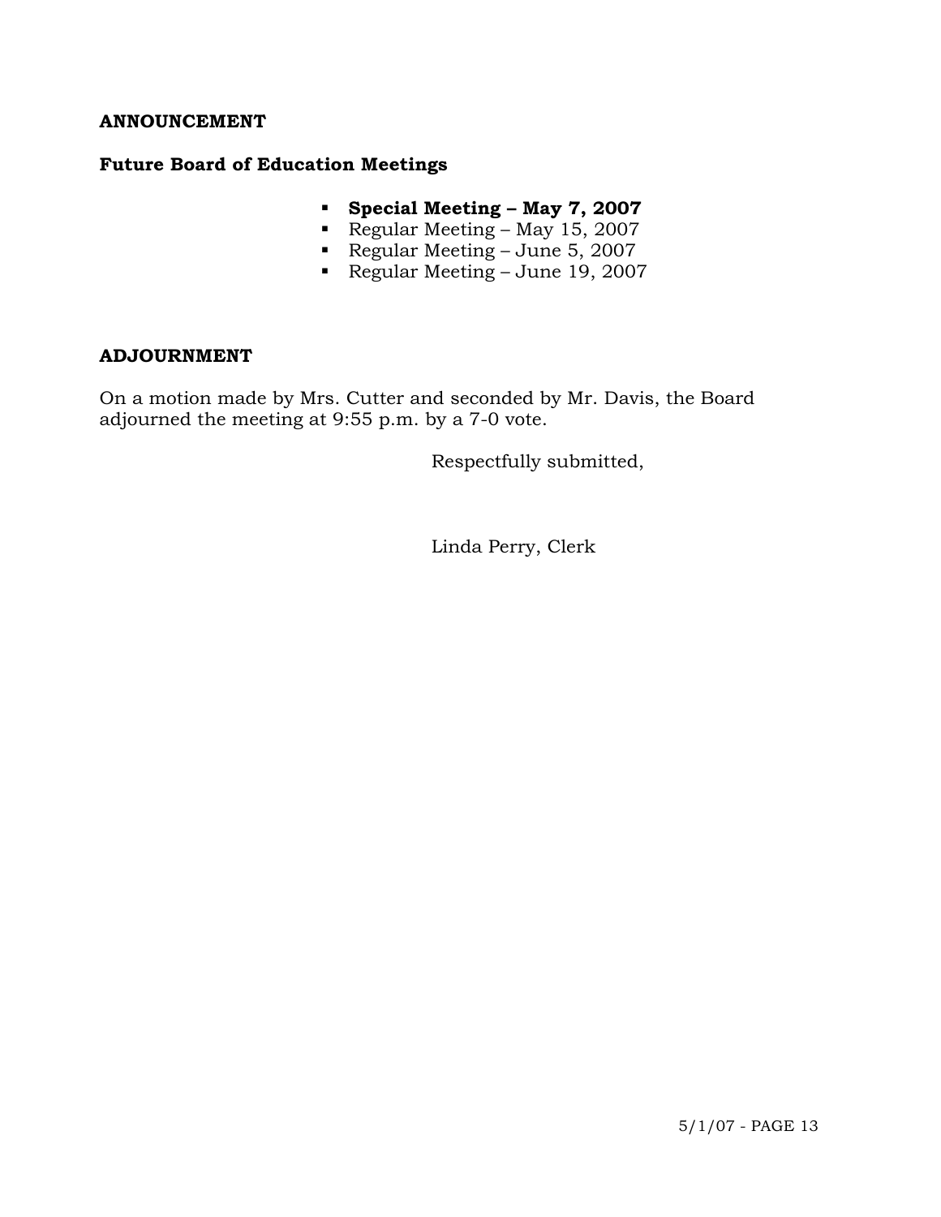## ANNOUNCEMENT

### Future Board of Education Meetings

- **Special Meeting – May 7, 2007**
- Regular Meeting – May 15, 2007
- Regular Meeting – June 5, 2007
- Regular Meeting – June 19, 2007

## ADJOURNMENT

On a motion made by Mrs. Cutter and seconded by Mr. Davis, the Board adjourned the meeting at 9:55 p.m. by a 7-0 vote.

Respectfully submitted,

Linda Perry, Clerk